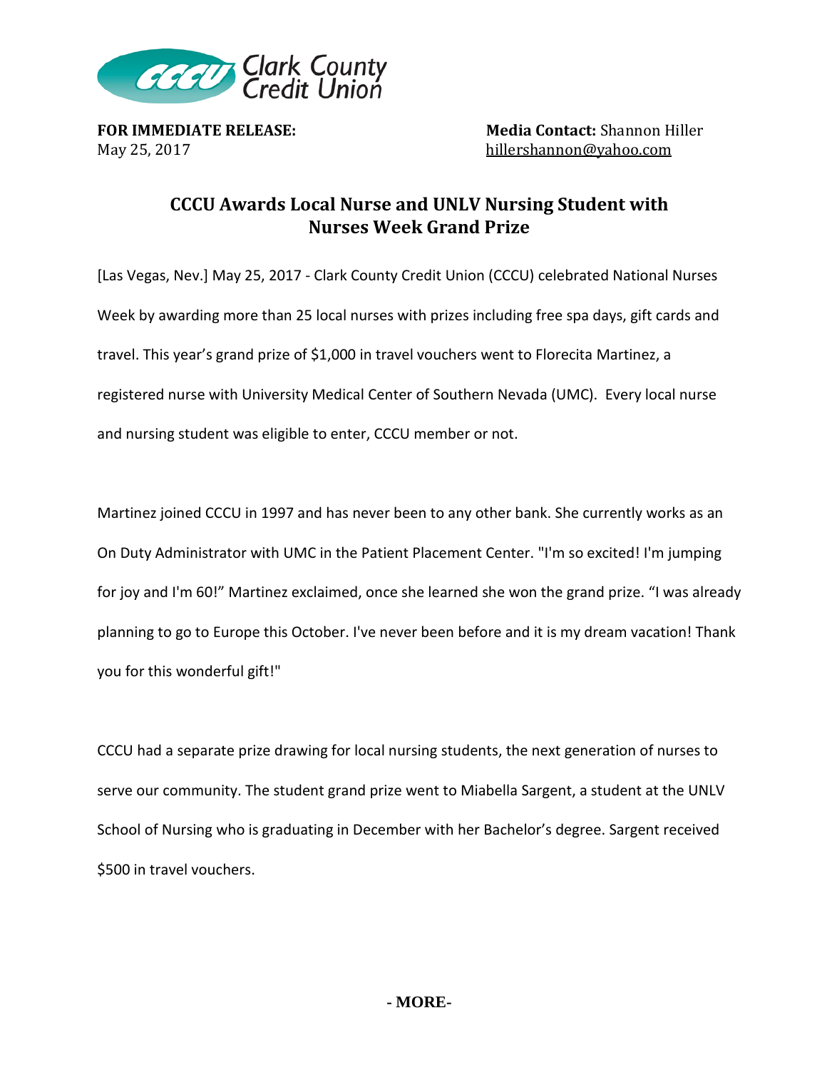Clark County Credit Union

**FOR IMMEDIATE RELEASE:**
May 25, 2017

**Media Contact:** Shannon Hiller
hillershannon@yahoo.com

# CCCU Awards Local Nurse and UNLV Nursing Student with Nurses Week Grand Prize

[Las Vegas, Nev.] May 25, 2017 - Clark County Credit Union (CCCU) celebrated National Nurses Week by awarding more than 25 local nurses with prizes including free spa days, gift cards and travel. This year's grand prize of $1,000 in travel vouchers went to Florecita Martinez, a registered nurse with University Medical Center of Southern Nevada (UMC). Every local nurse and nursing student was eligible to enter, CCCU member or not.

Martinez joined CCCU in 1997 and has never been to any other bank. She currently works as an On Duty Administrator with UMC in the Patient Placement Center. "I'm so excited! I'm jumping for joy and I'm 60!" Martinez exclaimed, once she learned she won the grand prize. "I was already planning to go to Europe this October. I've never been before and it is my dream vacation! Thank you for this wonderful gift!"

CCCU had a separate prize drawing for local nursing students, the next generation of nurses to serve our community. The student grand prize went to Miabella Sargent, a student at the UNLV School of Nursing who is graduating in December with her Bachelor's degree. Sargent received $500 in travel vouchers.

**- MORE-**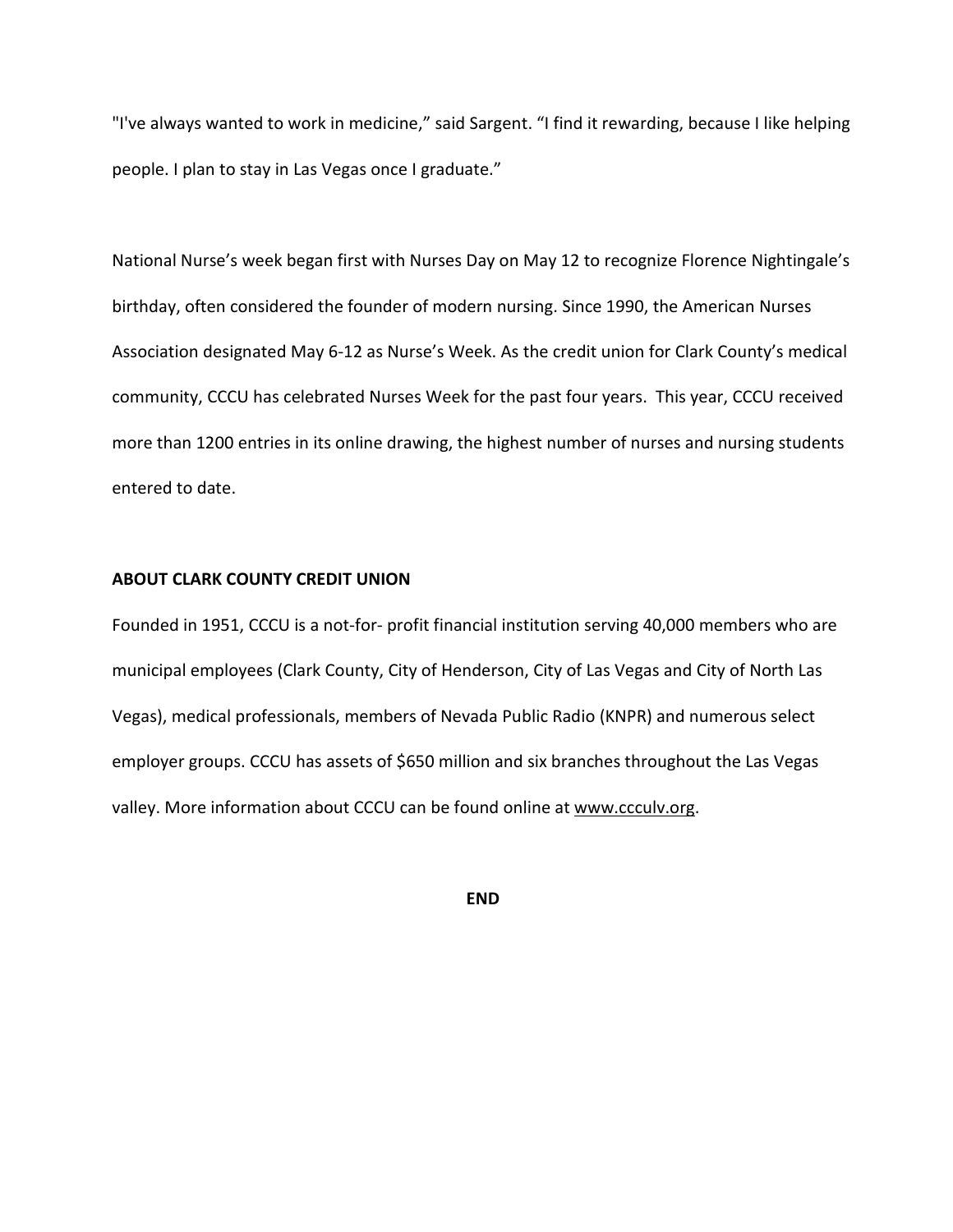"I've always wanted to work in medicine," said Sargent. "I find it rewarding, because I like helping people. I plan to stay in Las Vegas once I graduate."

National Nurse's week began first with Nurses Day on May 12 to recognize Florence Nightingale's birthday, often considered the founder of modern nursing. Since 1990, the American Nurses Association designated May 6-12 as Nurse's Week. As the credit union for Clark County's medical community, CCCU has celebrated Nurses Week for the past four years. This year, CCCU received more than 1200 entries in its online drawing, the highest number of nurses and nursing students entered to date.

**ABOUT CLARK COUNTY CREDIT UNION**

Founded in 1951, CCCU is a not-for- profit financial institution serving 40,000 members who are municipal employees (Clark County, City of Henderson, City of Las Vegas and City of North Las Vegas), medical professionals, members of Nevada Public Radio (KNPR) and numerous select employer groups. CCCU has assets of $650 million and six branches throughout the Las Vegas valley. More information about CCCU can be found online at www.ccculv.org.

**END**